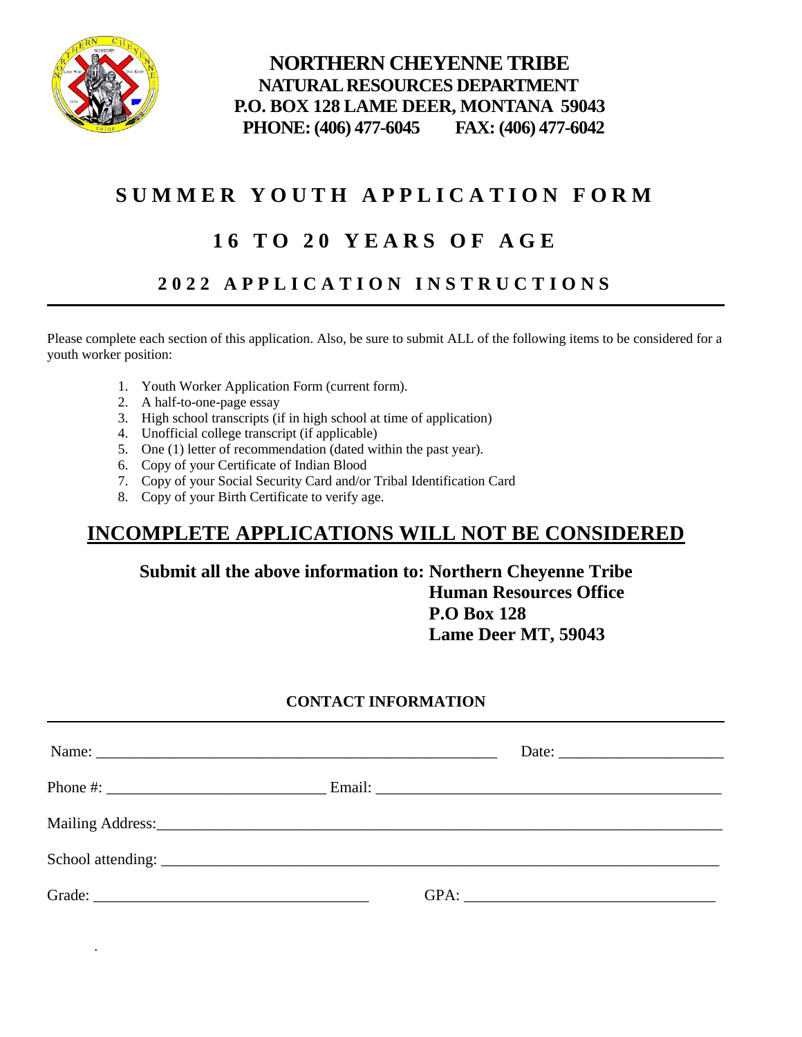**NORTHERN CHEYENNE TRIBE**
**NATURAL RESOURCES DEPARTMENT**
**P.O. BOX 128 LAME DEER, MONTANA 59043**
**PHONE: (406) 477-6045 FAX: (406) 477-6042**

# SUMMER YOUTH APPLICATION FORM

## 16 TO 20 YEARS OF AGE

### 2022 APPLICATION INSTRUCTIONS

Please complete each section of this application. Also, be sure to submit ALL of the following items to be considered for a youth worker position:

1. Youth Worker Application Form (current form).
2. A half-to-one-page essay
3. High school transcripts (if in high school at time of application)
4. Unofficial college transcript (if applicable)
5. One (1) letter of recommendation (dated within the past year).
6. Copy of your Certificate of Indian Blood
7. Copy of your Social Security Card and/or Tribal Identification Card
8. Copy of your Birth Certificate to verify age.

## INCOMPLETE APPLICATIONS WILL NOT BE CONSIDERED

**Submit all the above information to: Northern Cheyenne Tribe**
**Human Resources Office**
**P.O Box 128**
**Lame Deer MT, 59043**

**CONTACT INFORMATION**

Name: ______________________________ Date: ______________

Phone #: ______________________ Email: ______________________________

Mailing Address: ____________________________________________

School attending: ____________________________________________

Grade: ______________________ GPA: ______________________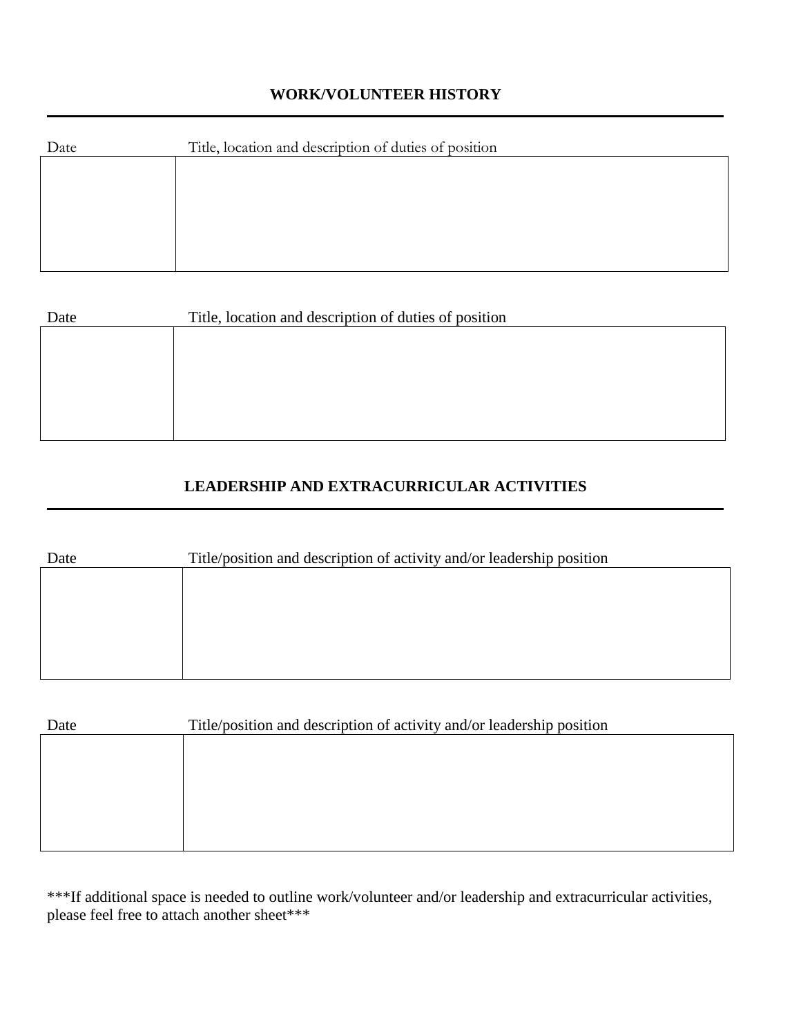## WORK/VOLUNTEER HISTORY

| Date | Title, location and description of duties of position |
| --- | --- |
| | |

| Date | Title, location and description of duties of position |
| --- | --- |
| | |

## LEADERSHIP AND EXTRACURRICULAR ACTIVITIES

| Date | Title/position and description of activity and/or leadership position |
| --- | --- |
| | |

| Date | Title/position and description of activity and/or leadership position |
| --- | --- |
| | |

***If additional space is needed to outline work/volunteer and/or leadership and extracurricular activities, please feel free to attach another sheet***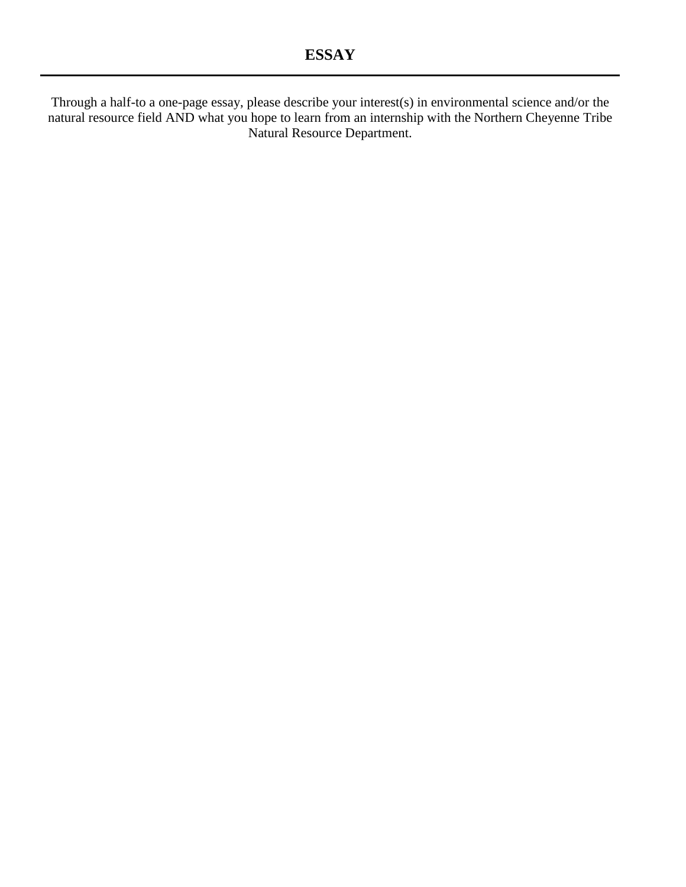# ESSAY

---

Through a half-to a one-page essay, please describe your interest(s) in environmental science and/or the natural resource field AND what you hope to learn from an internship with the Northern Cheyenne Tribe Natural Resource Department.